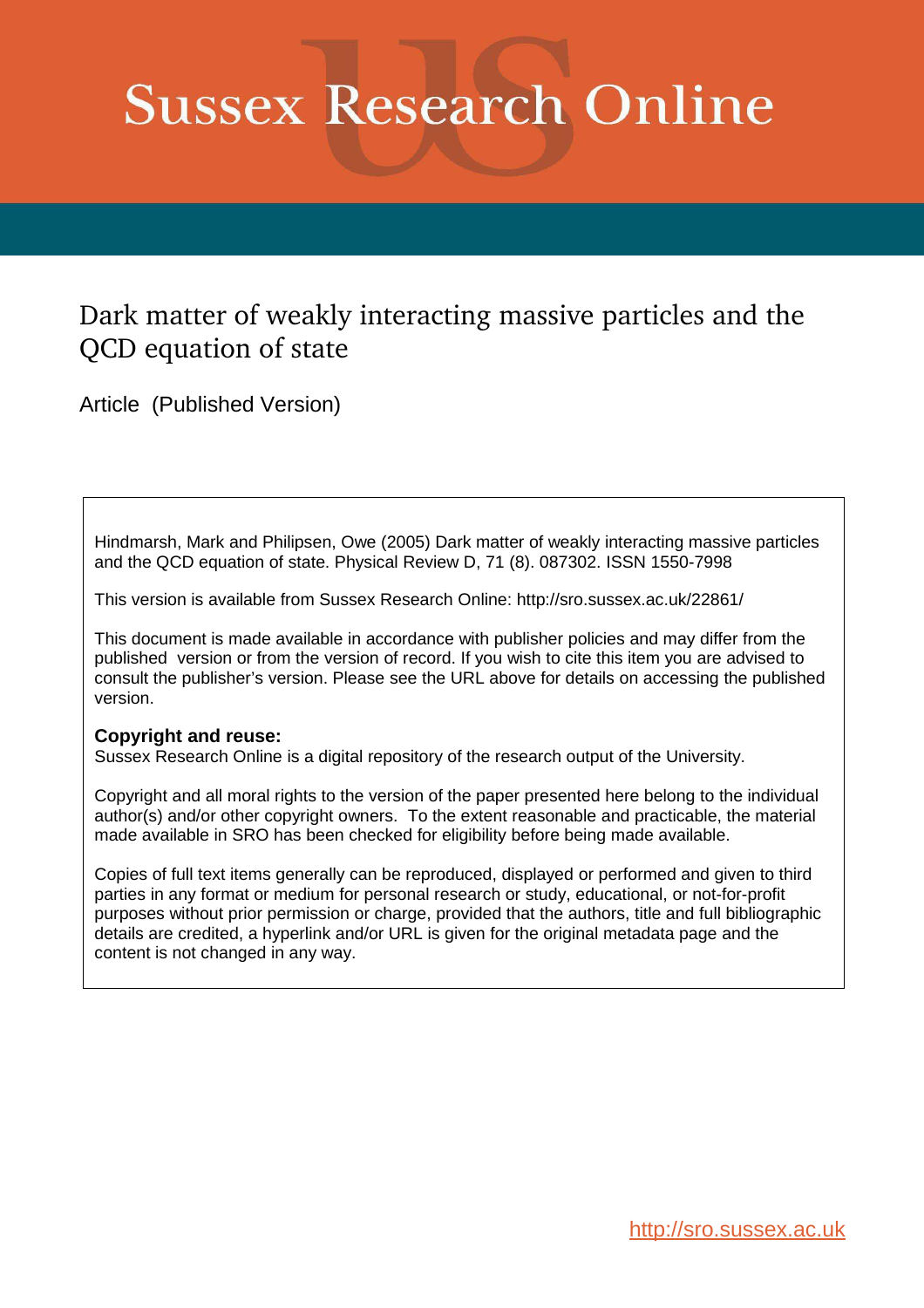# Sussex Research Online

## Dark matter of weakly interacting massive particles and the QCD equation of state

Article (Published Version)

Hindmarsh, Mark and Philipsen, Owe (2005) Dark matter of weakly interacting massive particles and the QCD equation of state. Physical Review D, 71 (8). 087302. ISSN 1550-7998

This version is available from Sussex Research Online: http://sro.sussex.ac.uk/22861/

This document is made available in accordance with publisher policies and may differ from the published version or from the version of record. If you wish to cite this item you are advised to consult the publisher's version. Please see the URL above for details on accessing the published version.

**Copyright and reuse:**
Sussex Research Online is a digital repository of the research output of the University.

Copyright and all moral rights to the version of the paper presented here belong to the individual author(s) and/or other copyright owners. To the extent reasonable and practicable, the material made available in SRO has been checked for eligibility before being made available.

Copies of full text items generally can be reproduced, displayed or performed and given to third parties in any format or medium for personal research or study, educational, or not-for-profit purposes without prior permission or charge, provided that the authors, title and full bibliographic details are credited, a hyperlink and/or URL is given for the original metadata page and the content is not changed in any way.

http://sro.sussex.ac.uk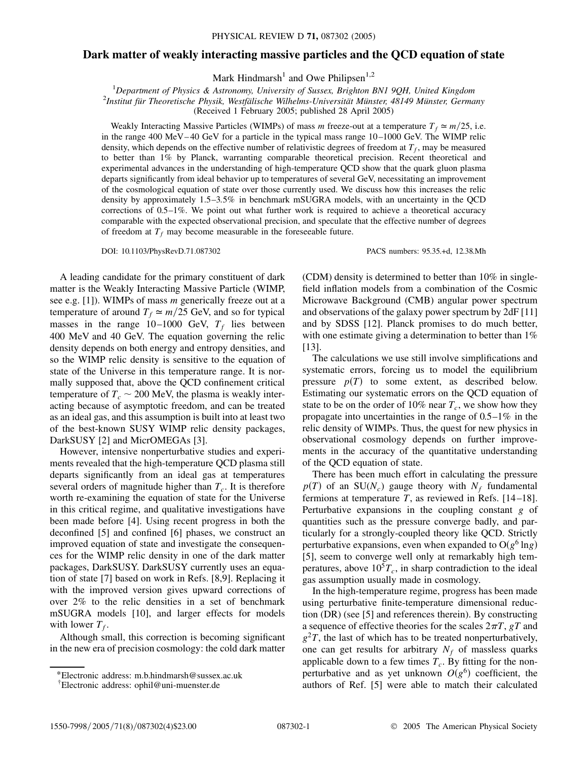# Dark matter of weakly interacting massive particles and the QCD equation of state

Mark Hindmarsh[1] and Owe Philipsen[1,2]

[1]*Department of Physics & Astronomy, University of Sussex, Brighton BN1 9QH, United Kingdom*
[2]*Institut für Theoretische Physik, Westfälische Wilhelms-Universität Münster, 48149 Münster, Germany*
(Received 1 February 2005; published 28 April 2005)

Weakly Interacting Massive Particles (WIMPs) of mass $m$ freeze-out at a temperature $T_f \simeq m/25$, i.e. in the range 400 MeV–40 GeV for a particle in the typical mass range 10–1000 GeV. The WIMP relic density, which depends on the effective number of relativistic degrees of freedom at $T_f$, may be measured to better than 1% by Planck, warranting comparable theoretical precision. Recent theoretical and experimental advances in the understanding of high-temperature QCD show that the quark gluon plasma departs significantly from ideal behavior up to temperatures of several GeV, necessitating an improvement of the cosmological equation of state over those currently used. We discuss how this increases the relic density by approximately 1.5–3.5% in benchmark mSUGRA models, with an uncertainty in the QCD corrections of 0.5–1%. We point out what further work is required to achieve a theoretical accuracy comparable with the expected observational precision, and speculate that the effective number of degrees of freedom at $T_f$ may become measurable in the foreseeable future.

DOI: 10.1103/PhysRevD.71.087302 PACS numbers: 95.35.+d, 12.38.Mh

A leading candidate for the primary constituent of dark matter is the Weakly Interacting Massive Particle (WIMP, see e.g. [1]). WIMPs of mass $m$ generically freeze out at a temperature of around $T_f \simeq m/25$ GeV, and so for typical masses in the range 10–1000 GeV, $T_f$ lies between 400 MeV and 40 GeV. The equation governing the relic density depends on both energy and entropy densities, and so the WIMP relic density is sensitive to the equation of state of the Universe in this temperature range. It is normally supposed that, above the QCD confinement critical temperature of $T_c \sim 200$ MeV, the plasma is weakly interacting because of asymptotic freedom, and can be treated as an ideal gas, and this assumption is built into at least two of the best-known SUSY WIMP relic density packages, DarkSUSY [2] and MicrOMEGAs [3].

However, intensive nonperturbative studies and experiments revealed that the high-temperature QCD plasma still departs significantly from an ideal gas at temperatures several orders of magnitude higher than $T_c$. It is therefore worth re-examining the equation of state for the Universe in this critical regime, and qualitative investigations have been made before [4]. Using recent progress in both the deconfined [5] and confined [6] phases, we construct an improved equation of state and investigate the consequences for the WIMP relic density in one of the dark matter packages, DarkSUSY. DarkSUSY currently uses an equation of state [7] based on work in Refs. [8,9]. Replacing it with the improved version gives upward corrections of over 2% to the relic densities in a set of benchmark mSUGRA models [10], and larger effects for models with lower $T_f$.

Although small, this correction is becoming significant in the new era of precision cosmology: the cold dark matter (CDM) density is determined to better than 10% in single-field inflation models from a combination of the Cosmic Microwave Background (CMB) angular power spectrum and observations of the galaxy power spectrum by 2dF [11] and by SDSS [12]. Planck promises to do much better, with one estimate giving a determination to better than 1% [13].

The calculations we use still involve simplifications and systematic errors, forcing us to model the equilibrium pressure $p(T)$ to some extent, as described below. Estimating our systematic errors on the QCD equation of state to be on the order of 10% near $T_c$, we show how they propagate into uncertainties in the range of 0.5–1% in the relic density of WIMPs. Thus, the quest for new physics in observational cosmology depends on further improvements in the accuracy of the quantitative understanding of the QCD equation of state.

There has been much effort in calculating the pressure $p(T)$ of an SU($N_c$) gauge theory with $N_f$ fundamental fermions at temperature $T$, as reviewed in Refs. [14–18]. Perturbative expansions in the coupling constant $g$ of quantities such as the pressure converge badly, and particularly for a strongly-coupled theory like QCD. Strictly perturbative expansions, even when expanded to O($g^6 \ln g$) [5], seem to converge well only at remarkably high temperatures, above $10^5 T_c$, in sharp contradiction to the ideal gas assumption usually made in cosmology.

In the high-temperature regime, progress has been made using perturbative finite-temperature dimensional reduction (DR) (see [5] and references therein). By constructing a sequence of effective theories for the scales $2\pi T$, $gT$ and $g^2T$, the last of which has to be treated nonperturbatively, one can get results for arbitrary $N_f$ of massless quarks applicable down to a few times $T_c$. By fitting for the nonperturbative and as yet unknown $O(g^6)$ coefficient, the authors of Ref. [5] were able to match their calculated

*Electronic address: m.b.hindmarsh@sussex.ac.uk
†Electronic address: ophil@uni-muenster.de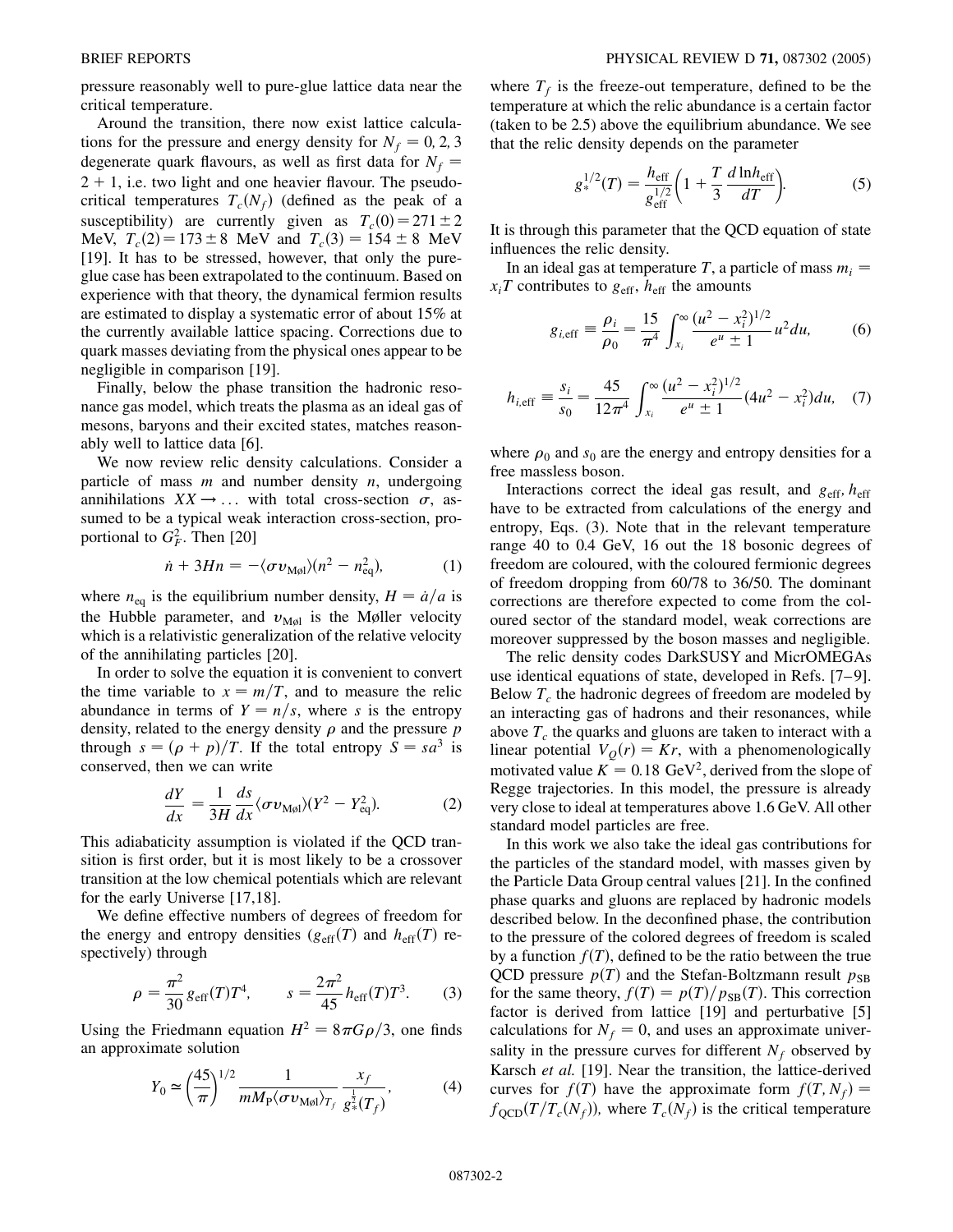pressure reasonably well to pure-glue lattice data near the critical temperature.

Around the transition, there now exist lattice calculations for the pressure and energy density for $N_f = 0, 2, 3$ degenerate quark flavours, as well as first data for $N_f = 2 + 1$, i.e. two light and one heavier flavour. The pseudo-critical temperatures $T_c(N_f)$ (defined as the peak of a susceptibility) are currently given as $T_c(0) = 271 \pm 2$ MeV, $T_c(2) = 173 \pm 8$ MeV and $T_c(3) = 154 \pm 8$ MeV [19]. It has to be stressed, however, that only the pure-glue case has been extrapolated to the continuum. Based on experience with that theory, the dynamical fermion results are estimated to display a systematic error of about 15% at the currently available lattice spacing. Corrections due to quark masses deviating from the physical ones appear to be negligible in comparison [19].

Finally, below the phase transition the hadronic resonance gas model, which treats the plasma as an ideal gas of mesons, baryons and their excited states, matches reasonably well to lattice data [6].

We now review relic density calculations. Consider a particle of mass $m$ and number density $n$, undergoing annihilations $XX \to \ldots$ with total cross-section $\sigma$, assumed to be a typical weak interaction cross-section, proportional to $G_F^2$. Then [20]

$$\dot{n} + 3Hn = -\langle \sigma v_{\text{Møl}} \rangle (n^2 - n_{\text{eq}}^2), \tag{1}$$

where $n_{\text{eq}}$ is the equilibrium number density, $H = \dot{a}/a$ is the Hubble parameter, and $v_{\text{Møl}}$ is the Møller velocity which is a relativistic generalization of the relative velocity of the annihilating particles [20].

In order to solve the equation it is convenient to convert the time variable to $x = m/T$, and to measure the relic abundance in terms of $Y = n/s$, where $s$ is the entropy density, related to the energy density $\rho$ and the pressure $p$ through $s = (\rho + p)/T$. If the total entropy $S = sa^3$ is conserved, then we can write

$$\frac{dY}{dx} = \frac{1}{3H} \frac{ds}{dx} \langle \sigma v_{\text{Møl}} \rangle (Y^2 - Y_{\text{eq}}^2). \tag{2}$$

This adiabaticity assumption is violated if the QCD transition is first order, but it is most likely to be a crossover transition at the low chemical potentials which are relevant for the early Universe [17,18].

We define effective numbers of degrees of freedom for the energy and entropy densities ($g_{\text{eff}}(T)$ and $h_{\text{eff}}(T)$ respectively) through

$$\rho = \frac{\pi^2}{30} g_{\text{eff}}(T) T^4, \qquad s = \frac{2\pi^2}{45} h_{\text{eff}}(T) T^3. \tag{3}$$

Using the Friedmann equation $H^2 = 8\pi G\rho/3$, one finds an approximate solution

$$Y_0 \simeq \left(\frac{45}{\pi}\right)^{1/2} \frac{1}{m M_{\text{P}} \langle \sigma v_{\text{Møl}} \rangle_{T_f}} \frac{x_f}{g_*^{\frac{1}{2}}(T_f)}, \tag{4}$$

where $T_f$ is the freeze-out temperature, defined to be the temperature at which the relic abundance is a certain factor (taken to be 2.5) above the equilibrium abundance. We see that the relic density depends on the parameter

$$g_*^{1/2}(T) = \frac{h_{\text{eff}}}{g_{\text{eff}}^{1/2}} \left(1 + \frac{T}{3} \frac{d \ln h_{\text{eff}}}{dT}\right). \tag{5}$$

It is through this parameter that the QCD equation of state influences the relic density.

In an ideal gas at temperature $T$, a particle of mass $m_i = x_i T$ contributes to $g_{\text{eff}}$, $h_{\text{eff}}$ the amounts

$$g_{i,\text{eff}} \equiv \frac{\rho_i}{\rho_0} = \frac{15}{\pi^4} \int_{x_i}^{\infty} \frac{(u^2 - x_i^2)^{1/2}}{e^u \pm 1} u^2 du, \tag{6}$$

$$h_{i,\text{eff}} \equiv \frac{s_i}{s_0} = \frac{45}{12\pi^4} \int_{x_i}^{\infty} \frac{(u^2 - x_i^2)^{1/2}}{e^u \pm 1} (4u^2 - x_i^2) du, \tag{7}$$

where $\rho_0$ and $s_0$ are the energy and entropy densities for a free massless boson.

Interactions correct the ideal gas result, and $g_{\text{eff}}$, $h_{\text{eff}}$ have to be extracted from calculations of the energy and entropy, Eqs. (3). Note that in the relevant temperature range 40 to 0.4 GeV, 16 out the 18 bosonic degrees of freedom are coloured, with the coloured fermionic degrees of freedom dropping from 60/78 to 36/50. The dominant corrections are therefore expected to come from the coloured sector of the standard model, weak corrections are moreover suppressed by the boson masses and negligible.

The relic density codes DarkSUSY and MicrOMEGAs use identical equations of state, developed in Refs. [7–9]. Below $T_c$ the hadronic degrees of freedom are modeled by an interacting gas of hadrons and their resonances, while above $T_c$ the quarks and gluons are taken to interact with a linear potential $V_Q(r) = Kr$, with a phenomenologically motivated value $K = 0.18$ GeV$^2$, derived from the slope of Regge trajectories. In this model, the pressure is already very close to ideal at temperatures above 1.6 GeV. All other standard model particles are free.

In this work we also take the ideal gas contributions for the particles of the standard model, with masses given by the Particle Data Group central values [21]. In the confined phase quarks and gluons are replaced by hadronic models described below. In the deconfined phase, the contribution to the pressure of the colored degrees of freedom is scaled by a function $f(T)$, defined to be the ratio between the true QCD pressure $p(T)$ and the Stefan-Boltzmann result $p_{\text{SB}}$ for the same theory, $f(T) = p(T)/p_{\text{SB}}(T)$. This correction factor is derived from lattice [19] and perturbative [5] calculations for $N_f = 0$, and uses an approximate universality in the pressure curves for different $N_f$ observed by Karsch *et al.* [19]. Near the transition, the lattice-derived curves for $f(T)$ have the approximate form $f(T, N_f) = f_{\text{QCD}}(T/T_c(N_f))$, where $T_c(N_f)$ is the critical temperature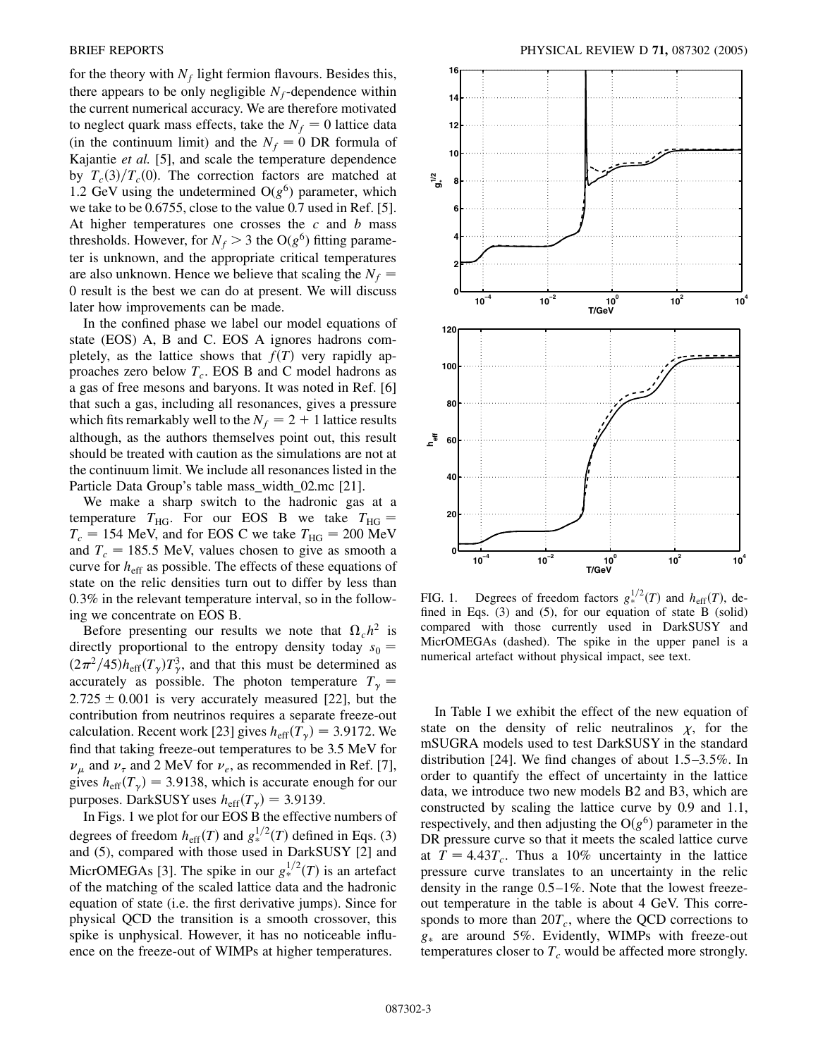for the theory with $N_f$ light fermion flavours. Besides this, there appears to be only negligible $N_f$-dependence within the current numerical accuracy. We are therefore motivated to neglect quark mass effects, take the $N_f = 0$ lattice data (in the continuum limit) and the $N_f = 0$ DR formula of Kajantie *et al.* [5], and scale the temperature dependence by $T_c(3)/T_c(0)$. The correction factors are matched at 1.2 GeV using the undetermined $O(g^6)$ parameter, which we take to be 0.6755, close to the value 0.7 used in Ref. [5]. At higher temperatures one crosses the $c$ and $b$ mass thresholds. However, for $N_f > 3$ the $O(g^6)$ fitting parameter is unknown, and the appropriate critical temperatures are also unknown. Hence we believe that scaling the $N_f = 0$ result is the best we can do at present. We will discuss later how improvements can be made.

In the confined phase we label our model equations of state (EOS) A, B and C. EOS A ignores hadrons completely, as the lattice shows that $f(T)$ very rapidly approaches zero below $T_c$. EOS B and C model hadrons as a gas of free mesons and baryons. It was noted in Ref. [6] that such a gas, including all resonances, gives a pressure which fits remarkably well to the $N_f = 2 + 1$ lattice results although, as the authors themselves point out, this result should be treated with caution as the simulations are not at the continuum limit. We include all resonances listed in the Particle Data Group's table mass_width_02.mc [21].

We make a sharp switch to the hadronic gas at a temperature $T_{HG}$. For our EOS B we take $T_{HG} = T_c = 154$ MeV, and for EOS C we take $T_{HG} = 200$ MeV and $T_c = 185.5$ MeV, values chosen to give as smooth a curve for $h_{eff}$ as possible. The effects of these equations of state on the relic densities turn out to differ by less than 0.3% in the relevant temperature interval, so in the following we concentrate on EOS B.

Before presenting our results we note that $\Omega_c h^2$ is directly proportional to the entropy density today $s_0 = (2\pi^2/45) h_{eff}(T_\gamma) T_\gamma^3$, and that this must be determined as accurately as possible. The photon temperature $T_\gamma = 2.725 \pm 0.001$ is very accurately measured [22], but the contribution from neutrinos requires a separate freeze-out calculation. Recent work [23] gives $h_{eff}(T_\gamma) = 3.9172$. We find that taking freeze-out temperatures to be 3.5 MeV for $\nu_\mu$ and $\nu_\tau$ and 2 MeV for $\nu_e$, as recommended in Ref. [7], gives $h_{eff}(T_\gamma) = 3.9138$, which is accurate enough for our purposes. DarkSUSY uses $h_{eff}(T_\gamma) = 3.9139$.

In Figs. 1 we plot for our EOS B the effective numbers of degrees of freedom $h_{eff}(T)$ and $g_*^{1/2}(T)$ defined in Eqs. (3) and (5), compared with those used in DarkSUSY [2] and MicrOMEGAs [3]. The spike in our $g_*^{1/2}(T)$ is an artefact of the matching of the scaled lattice data and the hadronic equation of state (i.e. the first derivative jumps). Since for physical QCD the transition is a smooth crossover, this spike is unphysical. However, it has no noticeable influence on the freeze-out of WIMPs at higher temperatures.

FIG. 1. Degrees of freedom factors $g_*^{1/2}(T)$ and $h_{eff}(T)$, defined in Eqs. (3) and (5), for our equation of state B (solid) compared with those currently used in DarkSUSY and MicrOMEGAs (dashed). The spike in the upper panel is a numerical artefact without physical impact, see text.

In Table I we exhibit the effect of the new equation of state on the density of relic neutralinos $\chi$, for the mSUGRA models used to test DarkSUSY in the standard distribution [24]. We find changes of about 1.5–3.5%. In order to quantify the effect of uncertainty in the lattice data, we introduce two new models B2 and B3, which are constructed by scaling the lattice curve by 0.9 and 1.1, respectively, and then adjusting the $O(g^6)$ parameter in the DR pressure curve so that it meets the scaled lattice curve at $T = 4.43T_c$. Thus a 10% uncertainty in the lattice pressure curve translates to an uncertainty in the relic density in the range 0.5–1%. Note that the lowest freeze-out temperature in the table is about 4 GeV. This corresponds to more than $20T_c$, where the QCD corrections to $g_*$ are around 5%. Evidently, WIMPs with freeze-out temperatures closer to $T_c$ would be affected more strongly.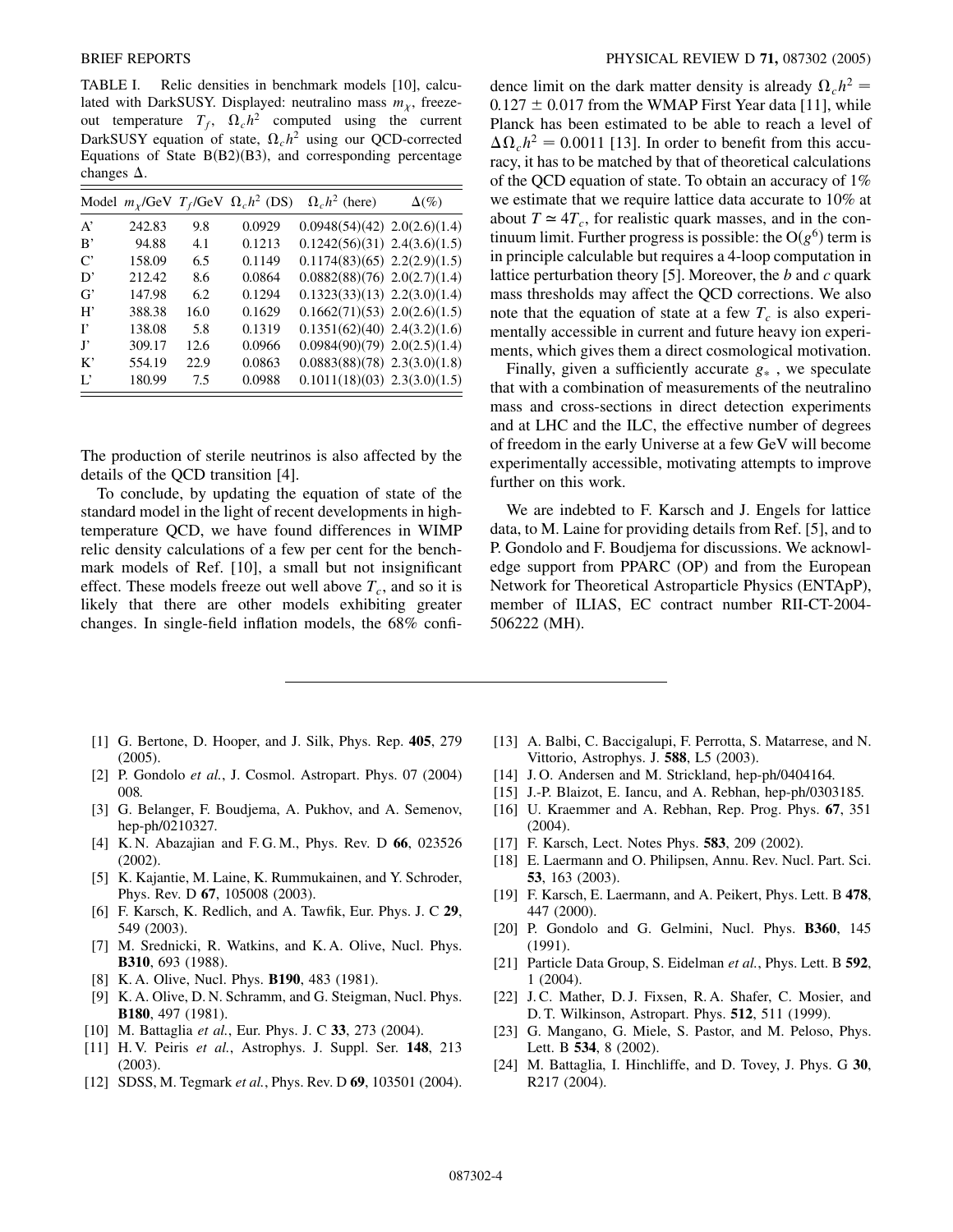TABLE I. Relic densities in benchmark models [10], calculated with DarkSUSY. Displayed: neutralino mass $m_\chi$, freeze-out temperature $T_f$, $\Omega_c h^2$ computed using the current DarkSUSY equation of state, $\Omega_c h^2$ using our QCD-corrected Equations of State B(B2)(B3), and corresponding percentage changes $\Delta$.

| Model | $m_\chi$/GeV | $T_f$/GeV | $\Omega_c h^2$ (DS) | $\Omega_c h^2$ (here) | $\Delta$(%) |
|---|---|---|---|---|---|
| A' | 242.83 | 9.8 | 0.0929 | 0.0948(54)(42) | 2.0(2.6)(1.4) |
| B' | 94.88 | 4.1 | 0.1213 | 0.1242(56)(31) | 2.4(3.6)(1.5) |
| C' | 158.09 | 6.5 | 0.1149 | 0.1174(83)(65) | 2.2(2.9)(1.5) |
| D' | 212.42 | 8.6 | 0.0864 | 0.0882(88)(76) | 2.0(2.7)(1.4) |
| G' | 147.98 | 6.2 | 0.1294 | 0.1323(33)(13) | 2.2(3.0)(1.4) |
| H' | 388.38 | 16.0 | 0.1629 | 0.1662(71)(53) | 2.0(2.6)(1.5) |
| I' | 138.08 | 5.8 | 0.1319 | 0.1351(62)(40) | 2.4(3.2)(1.6) |
| J' | 309.17 | 12.6 | 0.0966 | 0.0984(90)(79) | 2.0(2.5)(1.4) |
| K' | 554.19 | 22.9 | 0.0863 | 0.0883(88)(78) | 2.3(3.0)(1.8) |
| L' | 180.99 | 7.5 | 0.0988 | 0.1011(18)(03) | 2.3(3.0)(1.5) |

The production of sterile neutrinos is also affected by the details of the QCD transition [4].

To conclude, by updating the equation of state of the standard model in the light of recent developments in high-temperature QCD, we have found differences in WIMP relic density calculations of a few per cent for the benchmark models of Ref. [10], a small but not insignificant effect. These models freeze out well above $T_c$, and so it is likely that there are other models exhibiting greater changes. In single-field inflation models, the 68% confidence limit on the dark matter density is already $\Omega_c h^2 = 0.127 \pm 0.017$ from the WMAP First Year data [11], while Planck has been estimated to be able to reach a level of $\Delta\Omega_c h^2 = 0.0011$ [13]. In order to benefit from this accuracy, it has to be matched by that of theoretical calculations of the QCD equation of state. To obtain an accuracy of 1% we estimate that we require lattice data accurate to 10% at about $T \simeq 4T_c$, for realistic quark masses, and in the continuum limit. Further progress is possible: the $O(g^6)$ term is in principle calculable but requires a 4-loop computation in lattice perturbation theory [5]. Moreover, the $b$ and $c$ quark mass thresholds may affect the QCD corrections. We also note that the equation of state at a few $T_c$ is also experimentally accessible in current and future heavy ion experiments, which gives them a direct cosmological motivation.

Finally, given a sufficiently accurate $g_*$, we speculate that with a combination of measurements of the neutralino mass and cross-sections in direct detection experiments and at LHC and the ILC, the effective number of degrees of freedom in the early Universe at a few GeV will become experimentally accessible, motivating attempts to improve further on this work.

We are indebted to F. Karsch and J. Engels for lattice data, to M. Laine for providing details from Ref. [5], and to P. Gondolo and F. Boudjema for discussions. We acknowledge support from PPARC (OP) and from the European Network for Theoretical Astroparticle Physics (ENTApP), member of ILIAS, EC contract number RII-CT-2004-506222 (MH).

---

[1] G. Bertone, D. Hooper, and J. Silk, Phys. Rep. **405**, 279 (2005).
[2] P. Gondolo *et al.*, J. Cosmol. Astropart. Phys. 07 (2004) 008.
[3] G. Belanger, F. Boudjema, A. Pukhov, and A. Semenov, hep-ph/0210327.
[4] K. N. Abazajian and F. G. M., Phys. Rev. D **66**, 023526 (2002).
[5] K. Kajantie, M. Laine, K. Rummukainen, and Y. Schroder, Phys. Rev. D **67**, 105008 (2003).
[6] F. Karsch, K. Redlich, and A. Tawfik, Eur. Phys. J. C **29**, 549 (2003).
[7] M. Srednicki, R. Watkins, and K. A. Olive, Nucl. Phys. **B310**, 693 (1988).
[8] K. A. Olive, Nucl. Phys. **B190**, 483 (1981).
[9] K. A. Olive, D. N. Schramm, and G. Steigman, Nucl. Phys. **B180**, 497 (1981).
[10] M. Battaglia *et al.*, Eur. Phys. J. C **33**, 273 (2004).
[11] H. V. Peiris *et al.*, Astrophys. J. Suppl. Ser. **148**, 213 (2003).
[12] SDSS, M. Tegmark *et al.*, Phys. Rev. D **69**, 103501 (2004).
[13] A. Balbi, C. Baccigalupi, F. Perrotta, S. Matarrese, and N. Vittorio, Astrophys. J. **588**, L5 (2003).
[14] J. O. Andersen and M. Strickland, hep-ph/0404164.
[15] J.-P. Blaizot, E. Iancu, and A. Rebhan, hep-ph/0303185.
[16] U. Kraemmer and A. Rebhan, Rep. Prog. Phys. **67**, 351 (2004).
[17] F. Karsch, Lect. Notes Phys. **583**, 209 (2002).
[18] E. Laermann and O. Philipsen, Annu. Rev. Nucl. Part. Sci. **53**, 163 (2003).
[19] F. Karsch, E. Laermann, and A. Peikert, Phys. Lett. B **478**, 447 (2000).
[20] P. Gondolo and G. Gelmini, Nucl. Phys. **B360**, 145 (1991).
[21] Particle Data Group, S. Eidelman *et al.*, Phys. Lett. B **592**, 1 (2004).
[22] J. C. Mather, D. J. Fixsen, R. A. Shafer, C. Mosier, and D. T. Wilkinson, Astropart. Phys. **512**, 511 (1999).
[23] G. Mangano, G. Miele, S. Pastor, and M. Peloso, Phys. Lett. B **534**, 8 (2002).
[24] M. Battaglia, I. Hinchliffe, and D. Tovey, J. Phys. G **30**, R217 (2004).